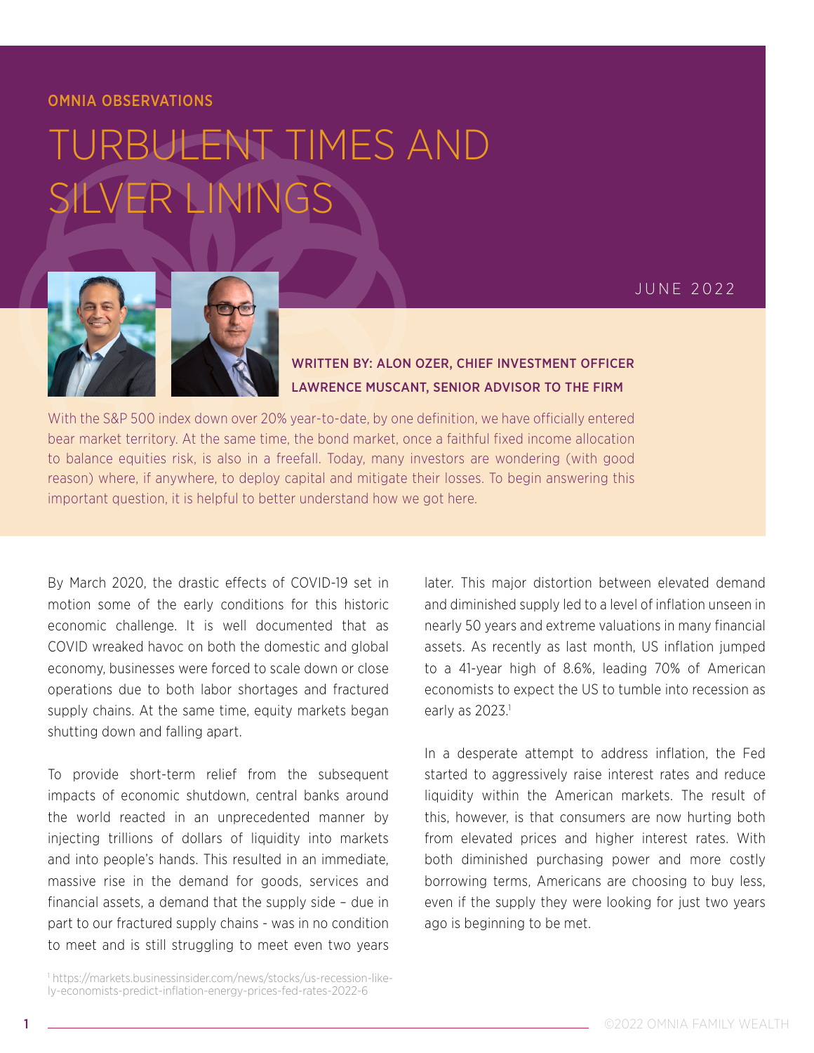OMNIA OBSERVATIONS

# TURBULENT TIMES AND SILVER LININGS

JUNE 2022

**WRITTEN BY: ALON OZER, CHIEF INVESTMENT OFFICER**
**LAWRENCE MUSCANT, SENIOR ADVISOR TO THE FIRM**

With the S&P 500 index down over 20% year-to-date, by one definition, we have officially entered bear market territory. At the same time, the bond market, once a faithful fixed income allocation to balance equities risk, is also in a freefall. Today, many investors are wondering (with good reason) where, if anywhere, to deploy capital and mitigate their losses. To begin answering this important question, it is helpful to better understand how we got here.

By March 2020, the drastic effects of COVID-19 set in motion some of the early conditions for this historic economic challenge. It is well documented that as COVID wreaked havoc on both the domestic and global economy, businesses were forced to scale down or close operations due to both labor shortages and fractured supply chains. At the same time, equity markets began shutting down and falling apart.

To provide short-term relief from the subsequent impacts of economic shutdown, central banks around the world reacted in an unprecedented manner by injecting trillions of dollars of liquidity into markets and into people's hands. This resulted in an immediate, massive rise in the demand for goods, services and financial assets, a demand that the supply side – due in part to our fractured supply chains - was in no condition to meet and is still struggling to meet even two years later. This major distortion between elevated demand and diminished supply led to a level of inflation unseen in nearly 50 years and extreme valuations in many financial assets. As recently as last month, US inflation jumped to a 41-year high of 8.6%, leading 70% of American economists to expect the US to tumble into recession as early as 2023.[1]

In a desperate attempt to address inflation, the Fed started to aggressively raise interest rates and reduce liquidity within the American markets. The result of this, however, is that consumers are now hurting both from elevated prices and higher interest rates. With both diminished purchasing power and more costly borrowing terms, Americans are choosing to buy less, even if the supply they were looking for just two years ago is beginning to be met.

[1] https://markets.businessinsider.com/news/stocks/us-recession-likely-economists-predict-inflation-energy-prices-fed-rates-2022-6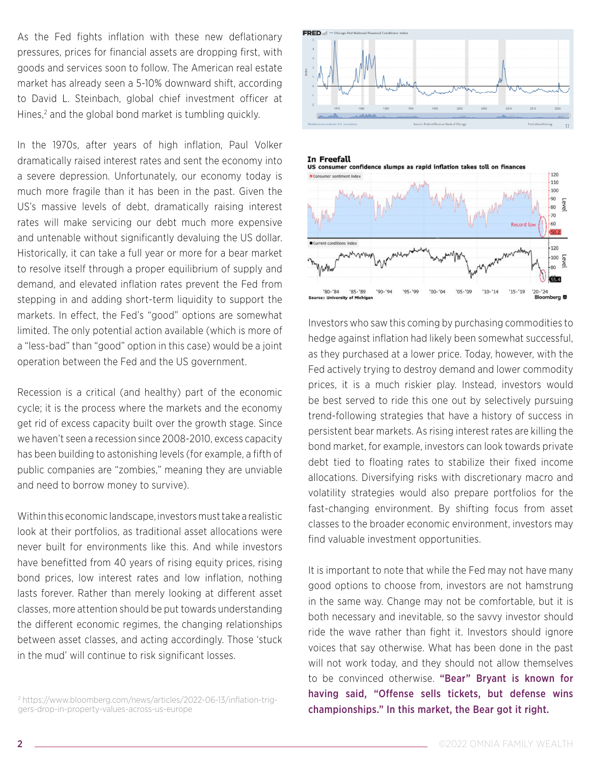As the Fed fights inflation with these new deflationary pressures, prices for financial assets are dropping first, with goods and services soon to follow. The American real estate market has already seen a 5-10% downward shift, according to David L. Steinbach, global chief investment officer at Hines,[2] and the global bond market is tumbling quickly.

In the 1970s, after years of high inflation, Paul Volker dramatically raised interest rates and sent the economy into a severe depression. Unfortunately, our economy today is much more fragile than it has been in the past. Given the US's massive levels of debt, dramatically raising interest rates will make servicing our debt much more expensive and untenable without significantly devaluing the US dollar. Historically, it can take a full year or more for a bear market to resolve itself through a proper equilibrium of supply and demand, and elevated inflation rates prevent the Fed from stepping in and adding short-term liquidity to support the markets. In effect, the Fed's "good" options are somewhat limited. The only potential action available (which is more of a "less-bad" than "good" option in this case) would be a joint operation between the Fed and the US government.

Recession is a critical (and healthy) part of the economic cycle; it is the process where the markets and the economy get rid of excess capacity built over the growth stage. Since we haven't seen a recession since 2008-2010, excess capacity has been building to astonishing levels (for example, a fifth of public companies are "zombies," meaning they are unviable and need to borrow money to survive).

Within this economic landscape, investors must take a realistic look at their portfolios, as traditional asset allocations were never built for environments like this. And while investors have benefitted from 40 years of rising equity prices, rising bond prices, low interest rates and low inflation, nothing lasts forever. Rather than merely looking at different asset classes, more attention should be put towards understanding the different economic regimes, the changing relationships between asset classes, and acting accordingly. Those 'stuck in the mud' will continue to risk significant losses.

**In Freefall**

**US consumer confidence slumps as rapid inflation takes toll on finances**

Investors who saw this coming by purchasing commodities to hedge against inflation had likely been somewhat successful, as they purchased at a lower price. Today, however, with the Fed actively trying to destroy demand and lower commodity prices, it is a much riskier play. Instead, investors would be best served to ride this one out by selectively pursuing trend-following strategies that have a history of success in persistent bear markets. As rising interest rates are killing the bond market, for example, investors can look towards private debt tied to floating rates to stabilize their fixed income allocations. Diversifying risks with discretionary macro and volatility strategies would also prepare portfolios for the fast-changing environment. By shifting focus from asset classes to the broader economic environment, investors may find valuable investment opportunities.

It is important to note that while the Fed may not have many good options to choose from, investors are not hamstrung in the same way. Change may not be comfortable, but it is both necessary and inevitable, so the savvy investor should ride the wave rather than fight it. Investors should ignore voices that say otherwise. What has been done in the past will not work today, and they should not allow themselves to be convinced otherwise. **"Bear" Bryant is known for having said, "Offense sells tickets, but defense wins championships." In this market, the Bear got it right.**

[2] https://www.bloomberg.com/news/articles/2022-06-13/inflation-triggers-drop-in-property-values-across-us-europe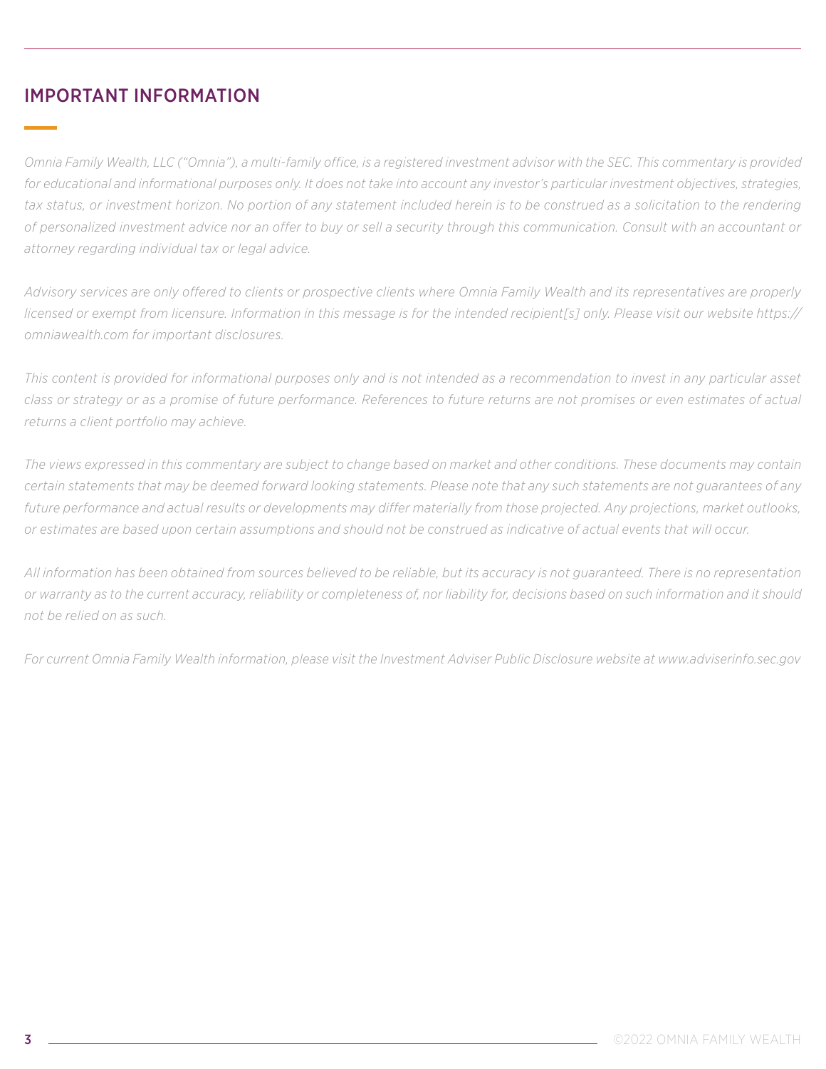## IMPORTANT INFORMATION

*Omnia Family Wealth, LLC ("Omnia"), a multi-family office, is a registered investment advisor with the SEC. This commentary is provided for educational and informational purposes only. It does not take into account any investor's particular investment objectives, strategies, tax status, or investment horizon. No portion of any statement included herein is to be construed as a solicitation to the rendering of personalized investment advice nor an offer to buy or sell a security through this communication. Consult with an accountant or attorney regarding individual tax or legal advice.*

*Advisory services are only offered to clients or prospective clients where Omnia Family Wealth and its representatives are properly licensed or exempt from licensure. Information in this message is for the intended recipient[s] only. Please visit our website https://omniawealth.com for important disclosures.*

*This content is provided for informational purposes only and is not intended as a recommendation to invest in any particular asset class or strategy or as a promise of future performance. References to future returns are not promises or even estimates of actual returns a client portfolio may achieve.*

*The views expressed in this commentary are subject to change based on market and other conditions. These documents may contain certain statements that may be deemed forward looking statements. Please note that any such statements are not guarantees of any future performance and actual results or developments may differ materially from those projected. Any projections, market outlooks, or estimates are based upon certain assumptions and should not be construed as indicative of actual events that will occur.*

*All information has been obtained from sources believed to be reliable, but its accuracy is not guaranteed. There is no representation or warranty as to the current accuracy, reliability or completeness of, nor liability for, decisions based on such information and it should not be relied on as such.*

*For current Omnia Family Wealth information, please visit the Investment Adviser Public Disclosure website at www.adviserinfo.sec.gov*